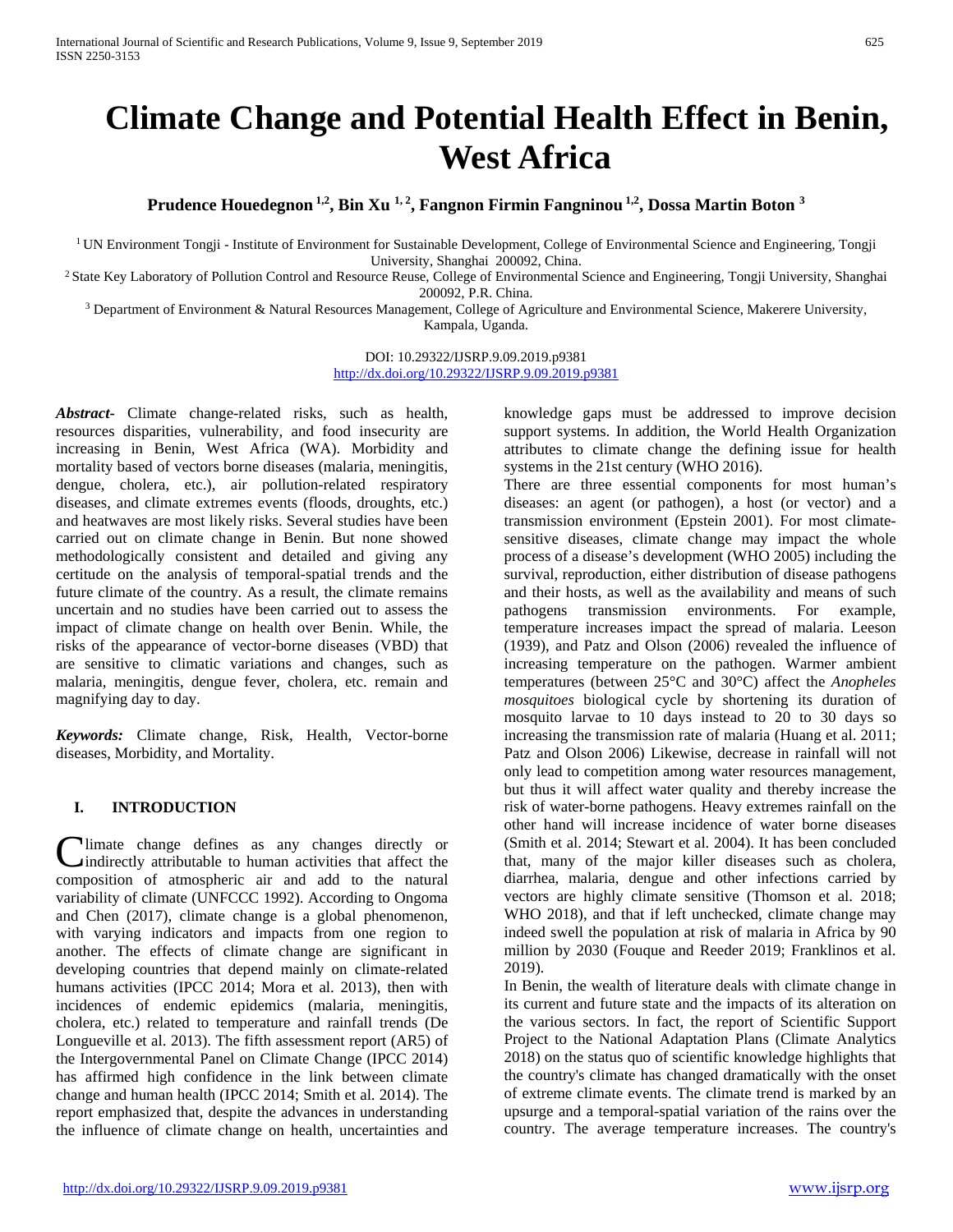# Climate Change and Potential Health Effect in Benin, West Africa

**Prudence Houedegnon [1,2], Bin Xu [1,2], Fangnon Firmin Fangninou [1,2], Dossa Martin Boton [3]**

[1] UN Environment Tongji - Institute of Environment for Sustainable Development, College of Environmental Science and Engineering, Tongji University, Shanghai 200092, China.

[2] State Key Laboratory of Pollution Control and Resource Reuse, College of Environmental Science and Engineering, Tongji University, Shanghai 200092, P.R. China.

[3] Department of Environment & Natural Resources Management, College of Agriculture and Environmental Science, Makerere University, Kampala, Uganda.

DOI: 10.29322/IJSRP.9.09.2019.p9381
http://dx.doi.org/10.29322/IJSRP.9.09.2019.p9381

***Abstract***- Climate change-related risks, such as health, resources disparities, vulnerability, and food insecurity are increasing in Benin, West Africa (WA). Morbidity and mortality based of vectors borne diseases (malaria, meningitis, dengue, cholera, etc.), air pollution-related respiratory diseases, and climate extremes events (floods, droughts, etc.) and heatwaves are most likely risks. Several studies have been carried out on climate change in Benin. But none showed methodologically consistent and detailed and giving any certitude on the analysis of temporal-spatial trends and the future climate of the country. As a result, the climate remains uncertain and no studies have been carried out to assess the impact of climate change on health over Benin. While, the risks of the appearance of vector-borne diseases (VBD) that are sensitive to climatic variations and changes, such as malaria, meningitis, dengue fever, cholera, etc. remain and magnifying day to day.

***Keywords:*** Climate change, Risk, Health, Vector-borne diseases, Morbidity, and Mortality.

## I. INTRODUCTION

Climate change defines as any changes directly or indirectly attributable to human activities that affect the composition of atmospheric air and add to the natural variability of climate (UNFCCC 1992). According to Ongoma and Chen (2017), climate change is a global phenomenon, with varying indicators and impacts from one region to another. The effects of climate change are significant in developing countries that depend mainly on climate-related humans activities (IPCC 2014; Mora et al. 2013), then with incidences of endemic epidemics (malaria, meningitis, cholera, etc.) related to temperature and rainfall trends (De Longueville et al. 2013). The fifth assessment report (AR5) of the Intergovernmental Panel on Climate Change (IPCC 2014) has affirmed high confidence in the link between climate change and human health (IPCC 2014; Smith et al. 2014). The report emphasized that, despite the advances in understanding the influence of climate change on health, uncertainties and knowledge gaps must be addressed to improve decision support systems. In addition, the World Health Organization attributes to climate change the defining issue for health systems in the 21st century (WHO 2016).

There are three essential components for most human's diseases: an agent (or pathogen), a host (or vector) and a transmission environment (Epstein 2001). For most climate-sensitive diseases, climate change may impact the whole process of a disease's development (WHO 2005) including the survival, reproduction, either distribution of disease pathogens and their hosts, as well as the availability and means of such pathogens transmission environments. For example, temperature increases impact the spread of malaria. Leeson (1939), and Patz and Olson (2006) revealed the influence of increasing temperature on the pathogen. Warmer ambient temperatures (between 25°C and 30°C) affect the *Anopheles mosquitoes* biological cycle by shortening its duration of mosquito larvae to 10 days instead to 20 to 30 days so increasing the transmission rate of malaria (Huang et al. 2011; Patz and Olson 2006) Likewise, decrease in rainfall will not only lead to competition among water resources management, but thus it will affect water quality and thereby increase the risk of water-borne pathogens. Heavy extremes rainfall on the other hand will increase incidence of water borne diseases (Smith et al. 2014; Stewart et al. 2004). It has been concluded that, many of the major killer diseases such as cholera, diarrhea, malaria, dengue and other infections carried by vectors are highly climate sensitive (Thomson et al. 2018; WHO 2018), and that if left unchecked, climate change may indeed swell the population at risk of malaria in Africa by 90 million by 2030 (Fouque and Reeder 2019; Franklinos et al. 2019).

In Benin, the wealth of literature deals with climate change in its current and future state and the impacts of its alteration on the various sectors. In fact, the report of Scientific Support Project to the National Adaptation Plans (Climate Analytics 2018) on the status quo of scientific knowledge highlights that the country's climate has changed dramatically with the onset of extreme climate events. The climate trend is marked by an upsurge and a temporal-spatial variation of the rains over the country. The average temperature increases. The country's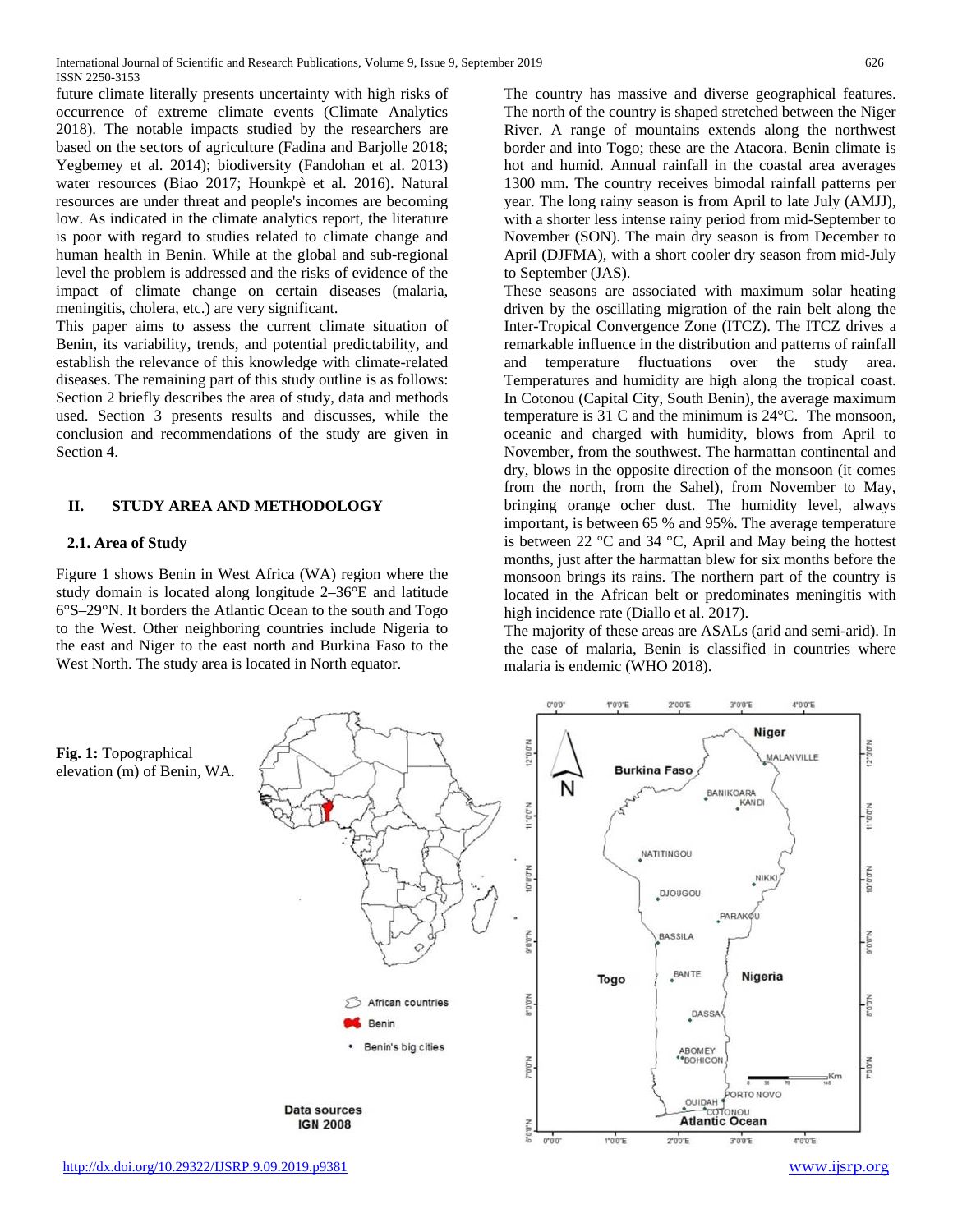future climate literally presents uncertainty with high risks of occurrence of extreme climate events (Climate Analytics 2018). The notable impacts studied by the researchers are based on the sectors of agriculture (Fadina and Barjolle 2018; Yegbemey et al. 2014); biodiversity (Fandohan et al. 2013) water resources (Biao 2017; Hounkpè et al. 2016). Natural resources are under threat and people's incomes are becoming low. As indicated in the climate analytics report, the literature is poor with regard to studies related to climate change and human health in Benin. While at the global and sub-regional level the problem is addressed and the risks of evidence of the impact of climate change on certain diseases (malaria, meningitis, cholera, etc.) are very significant.

This paper aims to assess the current climate situation of Benin, its variability, trends, and potential predictability, and establish the relevance of this knowledge with climate-related diseases. The remaining part of this study outline is as follows: Section 2 briefly describes the area of study, data and methods used. Section 3 presents results and discusses, while the conclusion and recommendations of the study are given in Section 4.

## II. STUDY AREA AND METHODOLOGY

### 2.1. Area of Study

Figure 1 shows Benin in West Africa (WA) region where the study domain is located along longitude 2–36°E and latitude 6°S–29°N. It borders the Atlantic Ocean to the south and Togo to the West. Other neighboring countries include Nigeria to the east and Niger to the east north and Burkina Faso to the West North. The study area is located in North equator.

The country has massive and diverse geographical features. The north of the country is shaped stretched between the Niger River. A range of mountains extends along the northwest border and into Togo; these are the Atacora. Benin climate is hot and humid. Annual rainfall in the coastal area averages 1300 mm. The country receives bimodal rainfall patterns per year. The long rainy season is from April to late July (AMJJ), with a shorter less intense rainy period from mid-September to November (SON). The main dry season is from December to April (DJFMA), with a short cooler dry season from mid-July to September (JAS).

These seasons are associated with maximum solar heating driven by the oscillating migration of the rain belt along the Inter-Tropical Convergence Zone (ITCZ). The ITCZ drives a remarkable influence in the distribution and patterns of rainfall and temperature fluctuations over the study area. Temperatures and humidity are high along the tropical coast. In Cotonou (Capital City, South Benin), the average maximum temperature is 31 C and the minimum is 24°C. The monsoon, oceanic and charged with humidity, blows from April to November, from the southwest. The harmattan continental and dry, blows in the opposite direction of the monsoon (it comes from the north, from the Sahel), from November to May, bringing orange ocher dust. The humidity level, always important, is between 65 % and 95%. The average temperature is between 22 °C and 34 °C, April and May being the hottest months, just after the harmattan blew for six months before the monsoon brings its rains. The northern part of the country is located in the African belt or predominates meningitis with high incidence rate (Diallo et al. 2017).

The majority of these areas are ASALs (arid and semi-arid). In the case of malaria, Benin is classified in countries where malaria is endemic (WHO 2018).

**Fig. 1:** Topographical elevation (m) of Benin, WA.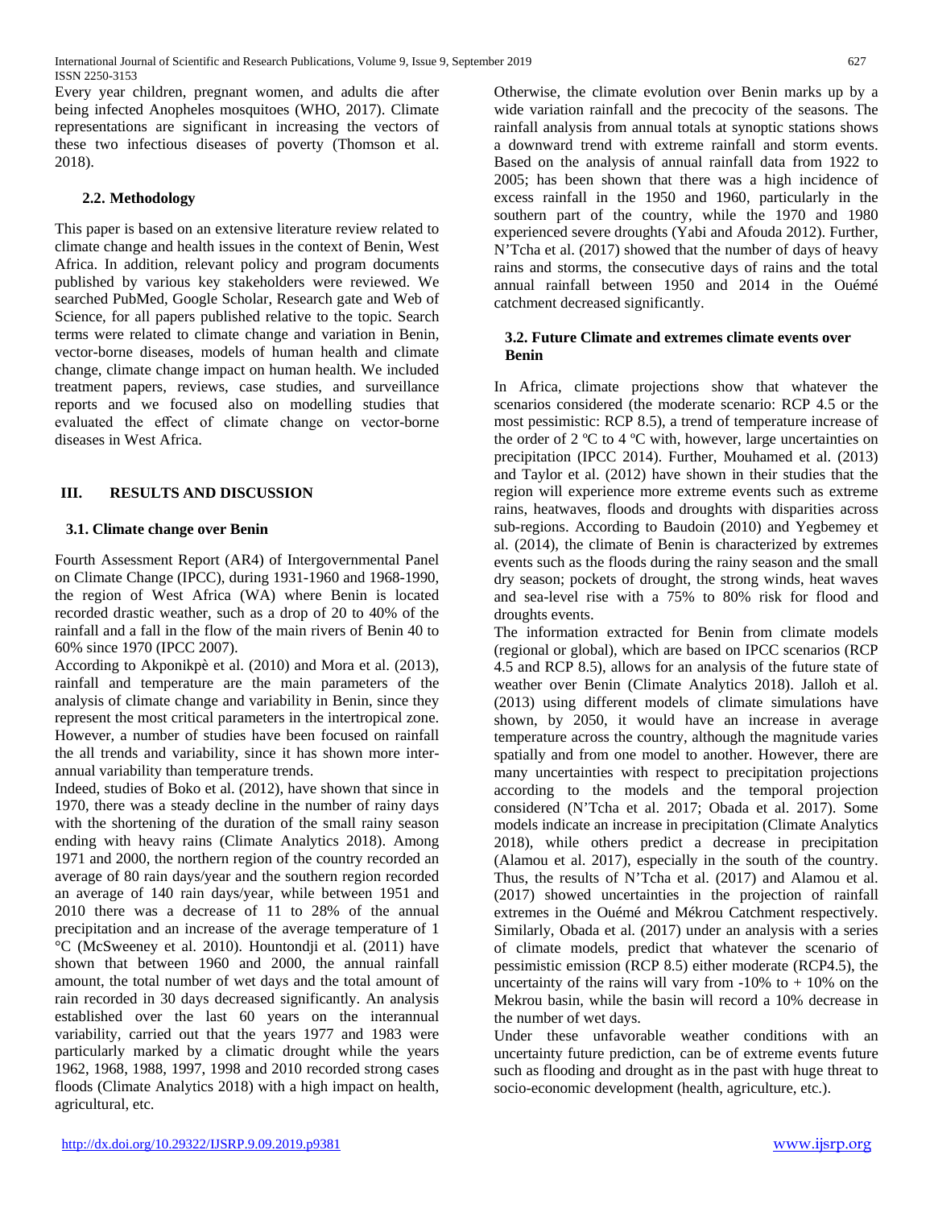Every year children, pregnant women, and adults die after being infected Anopheles mosquitoes (WHO, 2017). Climate representations are significant in increasing the vectors of these two infectious diseases of poverty (Thomson et al. 2018).

### 2.2. Methodology

This paper is based on an extensive literature review related to climate change and health issues in the context of Benin, West Africa. In addition, relevant policy and program documents published by various key stakeholders were reviewed. We searched PubMed, Google Scholar, Research gate and Web of Science, for all papers published relative to the topic. Search terms were related to climate change and variation in Benin, vector-borne diseases, models of human health and climate change, climate change impact on human health. We included treatment papers, reviews, case studies, and surveillance reports and we focused also on modelling studies that evaluated the effect of climate change on vector-borne diseases in West Africa.

## III. RESULTS AND DISCUSSION

### 3.1. Climate change over Benin

Fourth Assessment Report (AR4) of Intergovernmental Panel on Climate Change (IPCC), during 1931-1960 and 1968-1990, the region of West Africa (WA) where Benin is located recorded drastic weather, such as a drop of 20 to 40% of the rainfall and a fall in the flow of the main rivers of Benin 40 to 60% since 1970 (IPCC 2007).

According to Akponikpè et al. (2010) and Mora et al. (2013), rainfall and temperature are the main parameters of the analysis of climate change and variability in Benin, since they represent the most critical parameters in the intertropical zone. However, a number of studies have been focused on rainfall the all trends and variability, since it has shown more inter-annual variability than temperature trends.

Indeed, studies of Boko et al. (2012), have shown that since in 1970, there was a steady decline in the number of rainy days with the shortening of the duration of the small rainy season ending with heavy rains (Climate Analytics 2018). Among 1971 and 2000, the northern region of the country recorded an average of 80 rain days/year and the southern region recorded an average of 140 rain days/year, while between 1951 and 2010 there was a decrease of 11 to 28% of the annual precipitation and an increase of the average temperature of 1 °C (McSweeney et al. 2010). Hountondji et al. (2011) have shown that between 1960 and 2000, the annual rainfall amount, the total number of wet days and the total amount of rain recorded in 30 days decreased significantly. An analysis established over the last 60 years on the interannual variability, carried out that the years 1977 and 1983 were particularly marked by a climatic drought while the years 1962, 1968, 1988, 1997, 1998 and 2010 recorded strong cases floods (Climate Analytics 2018) with a high impact on health, agricultural, etc.

Otherwise, the climate evolution over Benin marks up by a wide variation rainfall and the precocity of the seasons. The rainfall analysis from annual totals at synoptic stations shows a downward trend with extreme rainfall and storm events. Based on the analysis of annual rainfall data from 1922 to 2005; has been shown that there was a high incidence of excess rainfall in the 1950 and 1960, particularly in the southern part of the country, while the 1970 and 1980 experienced severe droughts (Yabi and Afouda 2012). Further, N'Tcha et al. (2017) showed that the number of days of heavy rains and storms, the consecutive days of rains and the total annual rainfall between 1950 and 2014 in the Ouémé catchment decreased significantly.

### 3.2. Future Climate and extremes climate events over Benin

In Africa, climate projections show that whatever the scenarios considered (the moderate scenario: RCP 4.5 or the most pessimistic: RCP 8.5), a trend of temperature increase of the order of 2 ºC to 4 ºC with, however, large uncertainties on precipitation (IPCC 2014). Further, Mouhamed et al. (2013) and Taylor et al. (2012) have shown in their studies that the region will experience more extreme events such as extreme rains, heatwaves, floods and droughts with disparities across sub-regions. According to Baudoin (2010) and Yegbemey et al. (2014), the climate of Benin is characterized by extremes events such as the floods during the rainy season and the small dry season; pockets of drought, the strong winds, heat waves and sea-level rise with a 75% to 80% risk for flood and droughts events.

The information extracted for Benin from climate models (regional or global), which are based on IPCC scenarios (RCP 4.5 and RCP 8.5), allows for an analysis of the future state of weather over Benin (Climate Analytics 2018). Jalloh et al. (2013) using different models of climate simulations have shown, by 2050, it would have an increase in average temperature across the country, although the magnitude varies spatially and from one model to another. However, there are many uncertainties with respect to precipitation projections according to the models and the temporal projection considered (N'Tcha et al. 2017; Obada et al. 2017). Some models indicate an increase in precipitation (Climate Analytics 2018), while others predict a decrease in precipitation (Alamou et al. 2017), especially in the south of the country. Thus, the results of N'Tcha et al. (2017) and Alamou et al. (2017) showed uncertainties in the projection of rainfall extremes in the Ouémé and Mékrou Catchment respectively. Similarly, Obada et al. (2017) under an analysis with a series of climate models, predict that whatever the scenario of pessimistic emission (RCP 8.5) either moderate (RCP4.5), the uncertainty of the rains will vary from -10% to + 10% on the Mekrou basin, while the basin will record a 10% decrease in the number of wet days.

Under these unfavorable weather conditions with an uncertainty future prediction, can be of extreme events future such as flooding and drought as in the past with huge threat to socio-economic development (health, agriculture, etc.).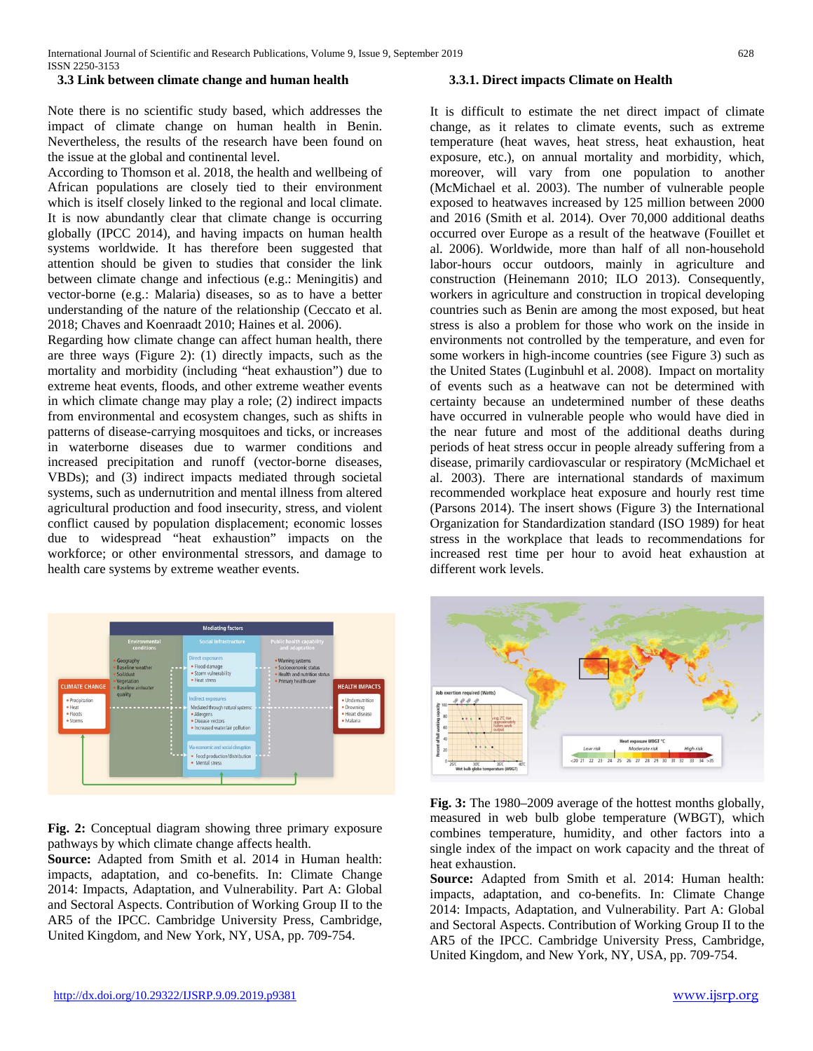### 3.3 Link between climate change and human health

Note there is no scientific study based, which addresses the impact of climate change on human health in Benin. Nevertheless, the results of the research have been found on the issue at the global and continental level.

According to Thomson et al. 2018, the health and wellbeing of African populations are closely tied to their environment which is itself closely linked to the regional and local climate. It is now abundantly clear that climate change is occurring globally (IPCC 2014), and having impacts on human health systems worldwide. It has therefore been suggested that attention should be given to studies that consider the link between climate change and infectious (e.g.: Meningitis) and vector-borne (e.g.: Malaria) diseases, so as to have a better understanding of the nature of the relationship (Ceccato et al. 2018; Chaves and Koenraadt 2010; Haines et al. 2006).

Regarding how climate change can affect human health, there are three ways (Figure 2): (1) directly impacts, such as the mortality and morbidity (including "heat exhaustion") due to extreme heat events, floods, and other extreme weather events in which climate change may play a role; (2) indirect impacts from environmental and ecosystem changes, such as shifts in patterns of disease-carrying mosquitoes and ticks, or increases in waterborne diseases due to warmer conditions and increased precipitation and runoff (vector-borne diseases, VBDs); and (3) indirect impacts mediated through societal systems, such as undernutrition and mental illness from altered agricultural production and food insecurity, stress, and violent conflict caused by population displacement; economic losses due to widespread "heat exhaustion" impacts on the workforce; or other environmental stressors, and damage to health care systems by extreme weather events.

**Fig. 2:** Conceptual diagram showing three primary exposure pathways by which climate change affects health.
**Source:** Adapted from Smith et al. 2014 in Human health: impacts, adaptation, and co-benefits. In: Climate Change 2014: Impacts, Adaptation, and Vulnerability. Part A: Global and Sectoral Aspects. Contribution of Working Group II to the AR5 of the IPCC. Cambridge University Press, Cambridge, United Kingdom, and New York, NY, USA, pp. 709-754.

#### 3.3.1. Direct impacts Climate on Health

It is difficult to estimate the net direct impact of climate change, as it relates to climate events, such as extreme temperature (heat waves, heat stress, heat exhaustion, heat exposure, etc.), on annual mortality and morbidity, which, moreover, will vary from one population to another (McMichael et al. 2003). The number of vulnerable people exposed to heatwaves increased by 125 million between 2000 and 2016 (Smith et al. 2014). Over 70,000 additional deaths occurred over Europe as a result of the heatwave (Fouillet et al. 2006). Worldwide, more than half of all non-household labor-hours occur outdoors, mainly in agriculture and construction (Heinemann 2010; ILO 2013). Consequently, workers in agriculture and construction in tropical developing countries such as Benin are among the most exposed, but heat stress is also a problem for those who work on the inside in environments not controlled by the temperature, and even for some workers in high-income countries (see Figure 3) such as the United States (Luginbuhl et al. 2008). Impact on mortality of events such as a heatwave can not be determined with certainty because an undetermined number of these deaths have occurred in vulnerable people who would have died in the near future and most of the additional deaths during periods of heat stress occur in people already suffering from a disease, primarily cardiovascular or respiratory (McMichael et al. 2003). There are international standards of maximum recommended workplace heat exposure and hourly rest time (Parsons 2014). The insert shows (Figure 3) the International Organization for Standardization standard (ISO 1989) for heat stress in the workplace that leads to recommendations for increased rest time per hour to avoid heat exhaustion at different work levels.

**Fig. 3:** The 1980–2009 average of the hottest months globally, measured in web bulb globe temperature (WBGT), which combines temperature, humidity, and other factors into a single index of the impact on work capacity and the threat of heat exhaustion.
**Source:** Adapted from Smith et al. 2014: Human health: impacts, adaptation, and co-benefits. In: Climate Change 2014: Impacts, Adaptation, and Vulnerability. Part A: Global and Sectoral Aspects. Contribution of Working Group II to the AR5 of the IPCC. Cambridge University Press, Cambridge, United Kingdom, and New York, NY, USA, pp. 709-754.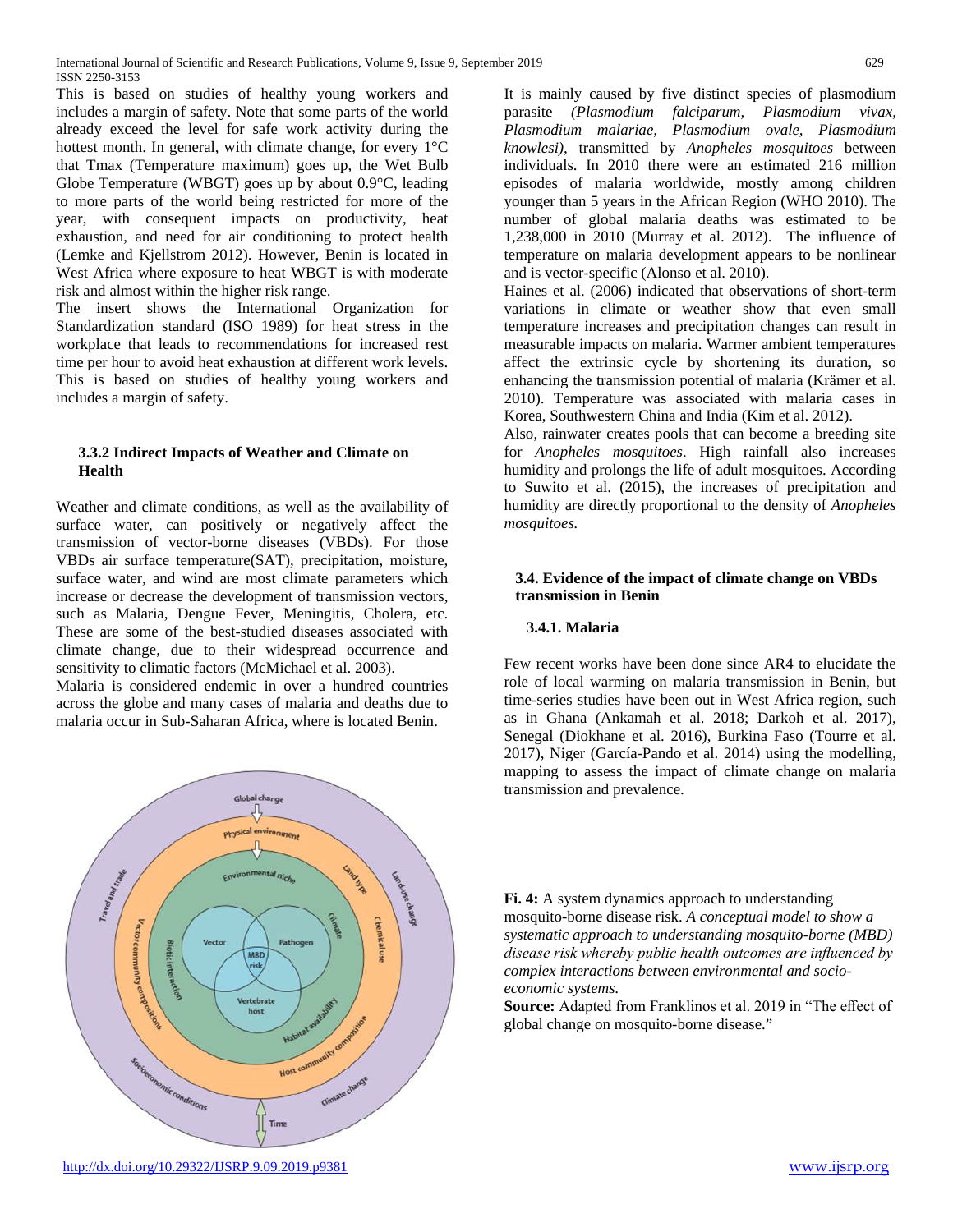This is based on studies of healthy young workers and includes a margin of safety. Note that some parts of the world already exceed the level for safe work activity during the hottest month. In general, with climate change, for every 1°C that Tmax (Temperature maximum) goes up, the Wet Bulb Globe Temperature (WBGT) goes up by about 0.9°C, leading to more parts of the world being restricted for more of the year, with consequent impacts on productivity, heat exhaustion, and need for air conditioning to protect health (Lemke and Kjellstrom 2012). However, Benin is located in West Africa where exposure to heat WBGT is with moderate risk and almost within the higher risk range.

The insert shows the International Organization for Standardization standard (ISO 1989) for heat stress in the workplace that leads to recommendations for increased rest time per hour to avoid heat exhaustion at different work levels. This is based on studies of healthy young workers and includes a margin of safety.

### 3.3.2 Indirect Impacts of Weather and Climate on Health

Weather and climate conditions, as well as the availability of surface water, can positively or negatively affect the transmission of vector-borne diseases (VBDs). For those VBDs air surface temperature(SAT), precipitation, moisture, surface water, and wind are most climate parameters which increase or decrease the development of transmission vectors, such as Malaria, Dengue Fever, Meningitis, Cholera, etc. These are some of the best-studied diseases associated with climate change, due to their widespread occurrence and sensitivity to climatic factors (McMichael et al. 2003).

Malaria is considered endemic in over a hundred countries across the globe and many cases of malaria and deaths due to malaria occur in Sub-Saharan Africa, where is located Benin.

It is mainly caused by five distinct species of plasmodium parasite *(Plasmodium falciparum, Plasmodium vivax, Plasmodium malariae, Plasmodium ovale, Plasmodium knowlesi)*, transmitted by *Anopheles mosquitoes* between individuals. In 2010 there were an estimated 216 million episodes of malaria worldwide, mostly among children younger than 5 years in the African Region (WHO 2010). The number of global malaria deaths was estimated to be 1,238,000 in 2010 (Murray et al. 2012). The influence of temperature on malaria development appears to be nonlinear and is vector-specific (Alonso et al. 2010).

Haines et al. (2006) indicated that observations of short-term variations in climate or weather show that even small temperature increases and precipitation changes can result in measurable impacts on malaria. Warmer ambient temperatures affect the extrinsic cycle by shortening its duration, so enhancing the transmission potential of malaria (Krämer et al. 2010). Temperature was associated with malaria cases in Korea, Southwestern China and India (Kim et al. 2012).

Also, rainwater creates pools that can become a breeding site for *Anopheles mosquitoes*. High rainfall also increases humidity and prolongs the life of adult mosquitoes. According to Suwito et al. (2015), the increases of precipitation and humidity are directly proportional to the density of *Anopheles mosquitoes.*

## 3.4. Evidence of the impact of climate change on VBDs transmission in Benin

### 3.4.1. Malaria

Few recent works have been done since AR4 to elucidate the role of local warming on malaria transmission in Benin, but time-series studies have been out in West Africa region, such as in Ghana (Ankamah et al. 2018; Darkoh et al. 2017), Senegal (Diokhane et al. 2016), Burkina Faso (Tourre et al. 2017), Niger (García-Pando et al. 2014) using the modelling, mapping to assess the impact of climate change on malaria transmission and prevalence.

**Fi. 4:** A system dynamics approach to understanding mosquito-borne disease risk. *A conceptual model to show a systematic approach to understanding mosquito-borne (MBD) disease risk whereby public health outcomes are influenced by complex interactions between environmental and socio-economic systems.*

**Source:** Adapted from Franklinos et al. 2019 in "The effect of global change on mosquito-borne disease."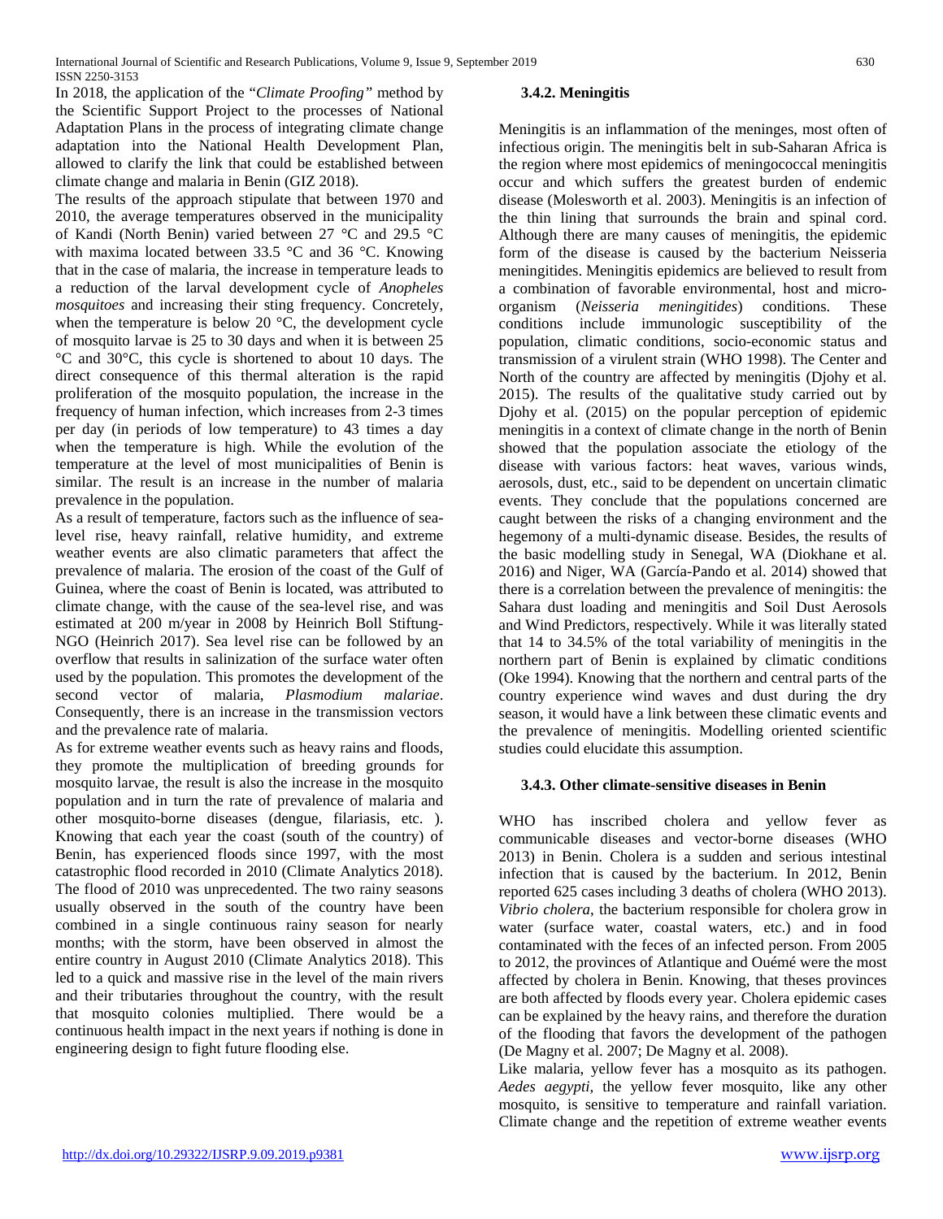In 2018, the application of the "*Climate Proofing"* method by the Scientific Support Project to the processes of National Adaptation Plans in the process of integrating climate change adaptation into the National Health Development Plan, allowed to clarify the link that could be established between climate change and malaria in Benin (GIZ 2018).

The results of the approach stipulate that between 1970 and 2010, the average temperatures observed in the municipality of Kandi (North Benin) varied between 27 °C and 29.5 °C with maxima located between 33.5 °C and 36 °C. Knowing that in the case of malaria, the increase in temperature leads to a reduction of the larval development cycle of *Anopheles mosquitoes* and increasing their sting frequency. Concretely, when the temperature is below 20 °C, the development cycle of mosquito larvae is 25 to 30 days and when it is between 25 °C and 30°C, this cycle is shortened to about 10 days. The direct consequence of this thermal alteration is the rapid proliferation of the mosquito population, the increase in the frequency of human infection, which increases from 2-3 times per day (in periods of low temperature) to 43 times a day when the temperature is high. While the evolution of the temperature at the level of most municipalities of Benin is similar. The result is an increase in the number of malaria prevalence in the population.

As a result of temperature, factors such as the influence of sea-level rise, heavy rainfall, relative humidity, and extreme weather events are also climatic parameters that affect the prevalence of malaria. The erosion of the coast of the Gulf of Guinea, where the coast of Benin is located, was attributed to climate change, with the cause of the sea-level rise, and was estimated at 200 m/year in 2008 by Heinrich Boll Stiftung-NGO (Heinrich 2017). Sea level rise can be followed by an overflow that results in salinization of the surface water often used by the population. This promotes the development of the second vector of malaria, *Plasmodium malariae*. Consequently, there is an increase in the transmission vectors and the prevalence rate of malaria.

As for extreme weather events such as heavy rains and floods, they promote the multiplication of breeding grounds for mosquito larvae, the result is also the increase in the mosquito population and in turn the rate of prevalence of malaria and other mosquito-borne diseases (dengue, filariasis, etc. ). Knowing that each year the coast (south of the country) of Benin, has experienced floods since 1997, with the most catastrophic flood recorded in 2010 (Climate Analytics 2018). The flood of 2010 was unprecedented. The two rainy seasons usually observed in the south of the country have been combined in a single continuous rainy season for nearly months; with the storm, have been observed in almost the entire country in August 2010 (Climate Analytics 2018). This led to a quick and massive rise in the level of the main rivers and their tributaries throughout the country, with the result that mosquito colonies multiplied. There would be a continuous health impact in the next years if nothing is done in engineering design to fight future flooding else.

### 3.4.2. Meningitis

Meningitis is an inflammation of the meninges, most often of infectious origin. The meningitis belt in sub-Saharan Africa is the region where most epidemics of meningococcal meningitis occur and which suffers the greatest burden of endemic disease (Molesworth et al. 2003). Meningitis is an infection of the thin lining that surrounds the brain and spinal cord. Although there are many causes of meningitis, the epidemic form of the disease is caused by the bacterium Neisseria meningitides. Meningitis epidemics are believed to result from a combination of favorable environmental, host and micro-organism (*Neisseria meningitides*) conditions. These conditions include immunologic susceptibility of the population, climatic conditions, socio-economic status and transmission of a virulent strain (WHO 1998). The Center and North of the country are affected by meningitis (Djohy et al. 2015). The results of the qualitative study carried out by Djohy et al. (2015) on the popular perception of epidemic meningitis in a context of climate change in the north of Benin showed that the population associate the etiology of the disease with various factors: heat waves, various winds, aerosols, dust, etc., said to be dependent on uncertain climatic events. They conclude that the populations concerned are caught between the risks of a changing environment and the hegemony of a multi-dynamic disease. Besides, the results of the basic modelling study in Senegal, WA (Diokhane et al. 2016) and Niger, WA (García-Pando et al. 2014) showed that there is a correlation between the prevalence of meningitis: the Sahara dust loading and meningitis and Soil Dust Aerosols and Wind Predictors, respectively. While it was literally stated that 14 to 34.5% of the total variability of meningitis in the northern part of Benin is explained by climatic conditions (Oke 1994). Knowing that the northern and central parts of the country experience wind waves and dust during the dry season, it would have a link between these climatic events and the prevalence of meningitis. Modelling oriented scientific studies could elucidate this assumption.

### 3.4.3. Other climate-sensitive diseases in Benin

WHO has inscribed cholera and yellow fever as communicable diseases and vector-borne diseases (WHO 2013) in Benin. Cholera is a sudden and serious intestinal infection that is caused by the bacterium. In 2012, Benin reported 625 cases including 3 deaths of cholera (WHO 2013). *Vibrio cholera*, the bacterium responsible for cholera grow in water (surface water, coastal waters, etc.) and in food contaminated with the feces of an infected person. From 2005 to 2012, the provinces of Atlantique and Ouémé were the most affected by cholera in Benin. Knowing, that theses provinces are both affected by floods every year. Cholera epidemic cases can be explained by the heavy rains, and therefore the duration of the flooding that favors the development of the pathogen (De Magny et al. 2007; De Magny et al. 2008).

Like malaria, yellow fever has a mosquito as its pathogen. *Aedes aegypti*, the yellow fever mosquito, like any other mosquito, is sensitive to temperature and rainfall variation. Climate change and the repetition of extreme weather events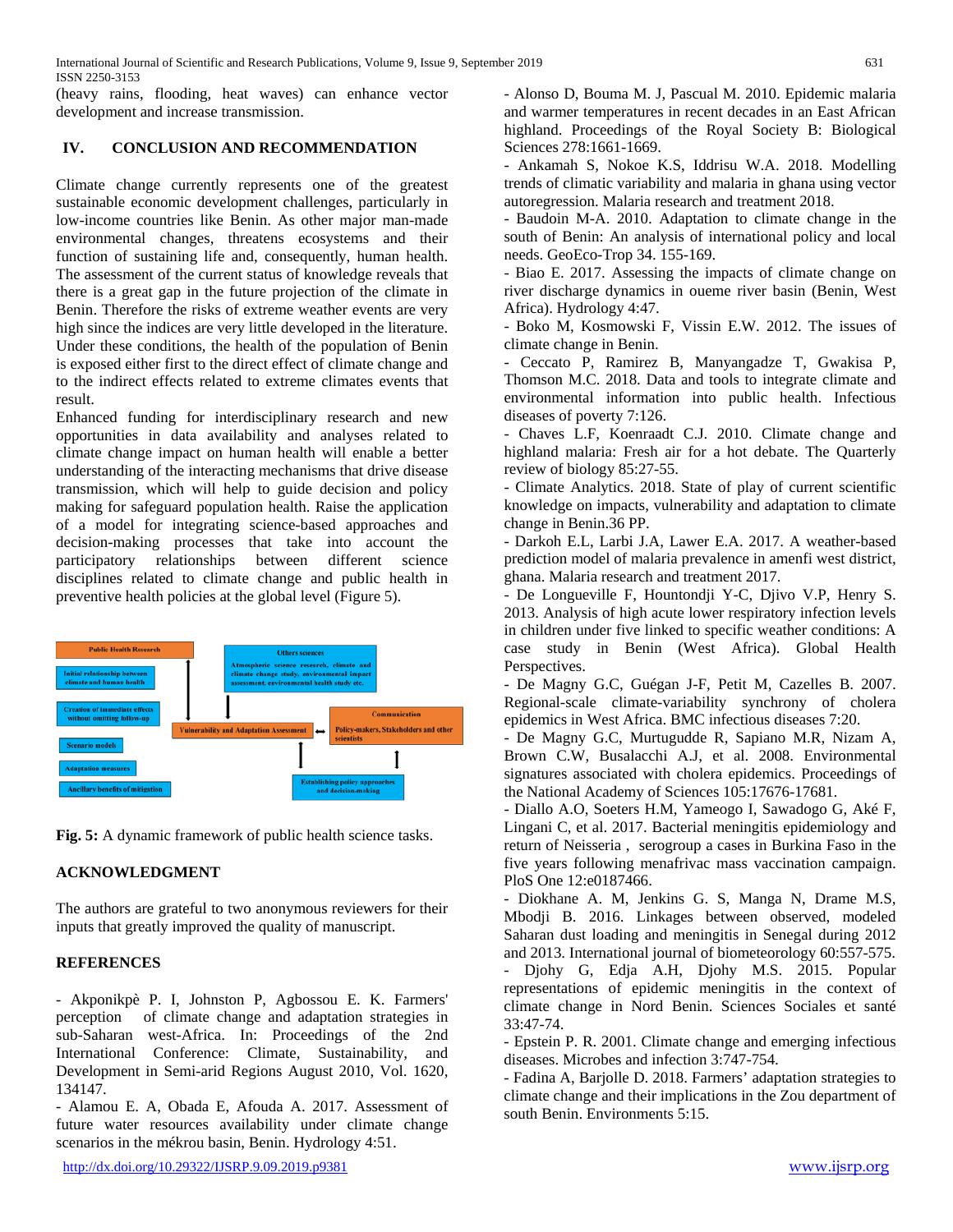(heavy rains, flooding, heat waves) can enhance vector development and increase transmission.

## IV. CONCLUSION AND RECOMMENDATION

Climate change currently represents one of the greatest sustainable economic development challenges, particularly in low-income countries like Benin. As other major man-made environmental changes, threatens ecosystems and their function of sustaining life and, consequently, human health. The assessment of the current status of knowledge reveals that there is a great gap in the future projection of the climate in Benin. Therefore the risks of extreme weather events are very high since the indices are very little developed in the literature. Under these conditions, the health of the population of Benin is exposed either first to the direct effect of climate change and to the indirect effects related to extreme climates events that result.

Enhanced funding for interdisciplinary research and new opportunities in data availability and analyses related to climate change impact on human health will enable a better understanding of the interacting mechanisms that drive disease transmission, which will help to guide decision and policy making for safeguard population health. Raise the application of a model for integrating science-based approaches and decision-making processes that take into account the participatory relationships between different science disciplines related to climate change and public health in preventive health policies at the global level (Figure 5).

Public Health Research

Initial relationship between climate and human health

Creation of immediate effects without omitting follow-up

Scenario models

Adaptation measures

Ancillary benefits of mitigation

Others sciences

Atmospheric science research, climate and climate change study, environmental impact assessment, environmental health study etc.

Vulnerability and Adaptation Assessment

Communication

Policy-makers, Stakeholders and other scientists

Establishing policy approaches and decision-making

**Fig. 5:** A dynamic framework of public health science tasks.

## ACKNOWLEDGMENT

The authors are grateful to two anonymous reviewers for their inputs that greatly improved the quality of manuscript.

## REFERENCES

- Akponikpè P. I, Johnston P, Agbossou E. K. Farmers' perception of climate change and adaptation strategies in sub-Saharan west-Africa. In: Proceedings of the 2nd International Conference: Climate, Sustainability, and Development in Semi-arid Regions August 2010, Vol. 1620, 134147.
- Alamou E. A, Obada E, Afouda A. 2017. Assessment of future water resources availability under climate change scenarios in the mékrou basin, Benin. Hydrology 4:51.
- Alonso D, Bouma M. J, Pascual M. 2010. Epidemic malaria and warmer temperatures in recent decades in an East African highland. Proceedings of the Royal Society B: Biological Sciences 278:1661-1669.
- Ankamah S, Nokoe K.S, Iddrisu W.A. 2018. Modelling trends of climatic variability and malaria in ghana using vector autoregression. Malaria research and treatment 2018.
- Baudoin M-A. 2010. Adaptation to climate change in the south of Benin: An analysis of international policy and local needs. GeoEco-Trop 34. 155-169.
- Biao E. 2017. Assessing the impacts of climate change on river discharge dynamics in oueme river basin (Benin, West Africa). Hydrology 4:47.
- Boko M, Kosmowski F, Vissin E.W. 2012. The issues of climate change in Benin.
- Ceccato P, Ramirez B, Manyangadze T, Gwakisa P, Thomson M.C. 2018. Data and tools to integrate climate and environmental information into public health. Infectious diseases of poverty 7:126.
- Chaves L.F, Koenraadt C.J. 2010. Climate change and highland malaria: Fresh air for a hot debate. The Quarterly review of biology 85:27-55.
- Climate Analytics. 2018. State of play of current scientific knowledge on impacts, vulnerability and adaptation to climate change in Benin.36 PP.
- Darkoh E.L, Larbi J.A, Lawer E.A. 2017. A weather-based prediction model of malaria prevalence in amenfi west district, ghana. Malaria research and treatment 2017.
- De Longueville F, Hountondji Y-C, Djivo V.P, Henry S. 2013. Analysis of high acute lower respiratory infection levels in children under five linked to specific weather conditions: A case study in Benin (West Africa). Global Health Perspectives.
- De Magny G.C, Guégan J-F, Petit M, Cazelles B. 2007. Regional-scale climate-variability synchrony of cholera epidemics in West Africa. BMC infectious diseases 7:20.
- De Magny G.C, Murtugudde R, Sapiano M.R, Nizam A, Brown C.W, Busalacchi A.J, et al. 2008. Environmental signatures associated with cholera epidemics. Proceedings of the National Academy of Sciences 105:17676-17681.
- Diallo A.O, Soeters H.M, Yameogo I, Sawadogo G, Aké F, Lingani C, et al. 2017. Bacterial meningitis epidemiology and return of Neisseria , serogroup a cases in Burkina Faso in the five years following menafrivac mass vaccination campaign. PloS One 12:e0187466.
- Diokhane A. M, Jenkins G. S, Manga N, Drame M.S, Mbodji B. 2016. Linkages between observed, modeled Saharan dust loading and meningitis in Senegal during 2012 and 2013. International journal of biometeorology 60:557-575.
- Djohy G, Edja A.H, Djohy M.S. 2015. Popular representations of epidemic meningitis in the context of climate change in Nord Benin. Sciences Sociales et santé 33:47-74.
- Epstein P. R. 2001. Climate change and emerging infectious diseases. Microbes and infection 3:747-754.
- Fadina A, Barjolle D. 2018. Farmers' adaptation strategies to climate change and their implications in the Zou department of south Benin. Environments 5:15.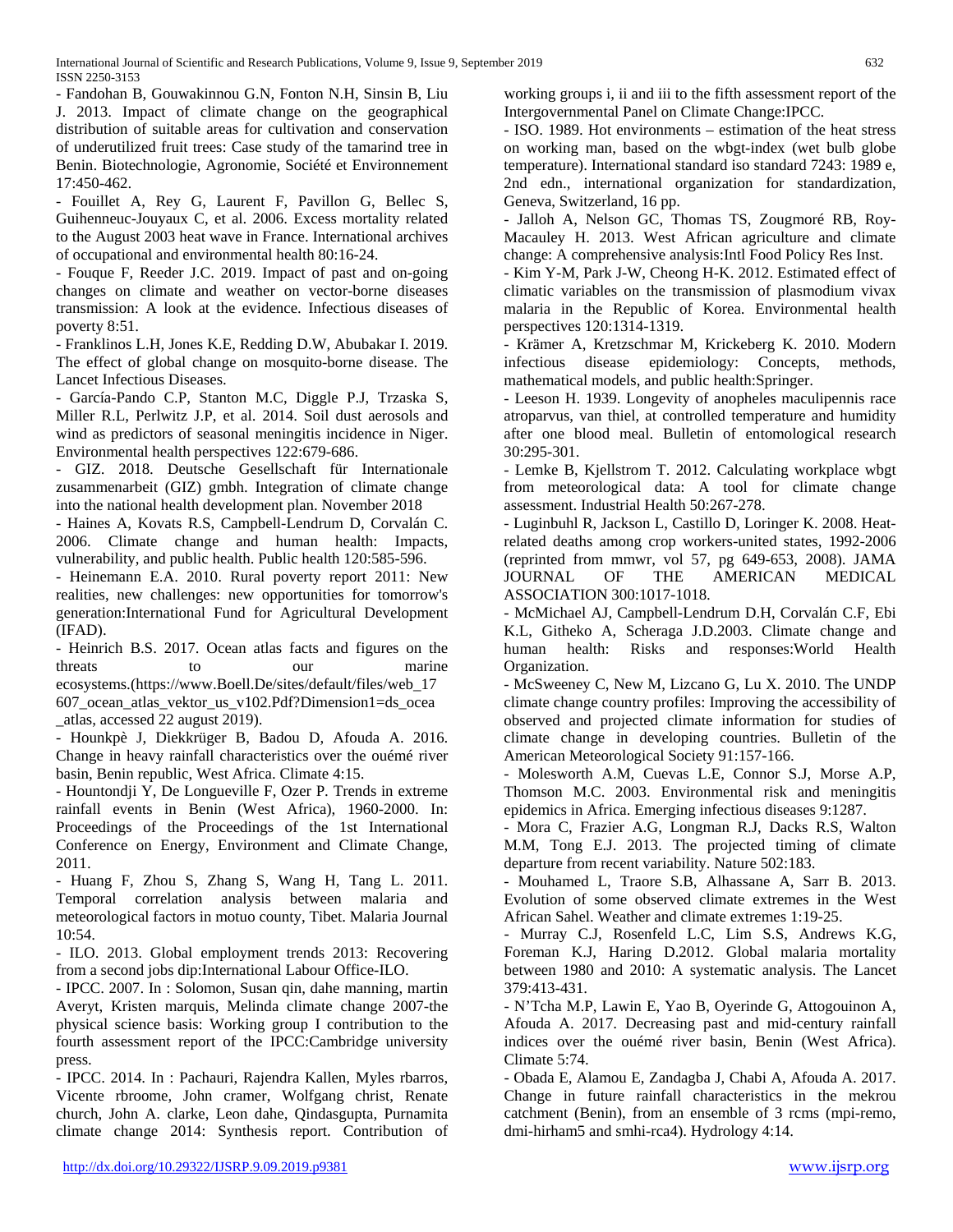- Fandohan B, Gouwakinnou G.N, Fonton N.H, Sinsin B, Liu J. 2013. Impact of climate change on the geographical distribution of suitable areas for cultivation and conservation of underutilized fruit trees: Case study of the tamarind tree in Benin. Biotechnologie, Agronomie, Société et Environnement 17:450-462.

- Fouillet A, Rey G, Laurent F, Pavillon G, Bellec S, Guihenneuc-Jouyaux C, et al. 2006. Excess mortality related to the August 2003 heat wave in France. International archives of occupational and environmental health 80:16-24.

- Fouque F, Reeder J.C. 2019. Impact of past and on-going changes on climate and weather on vector-borne diseases transmission: A look at the evidence. Infectious diseases of poverty 8:51.

- Franklinos L.H, Jones K.E, Redding D.W, Abubakar I. 2019. The effect of global change on mosquito-borne disease. The Lancet Infectious Diseases.

- García-Pando C.P, Stanton M.C, Diggle P.J, Trzaska S, Miller R.L, Perlwitz J.P, et al. 2014. Soil dust aerosols and wind as predictors of seasonal meningitis incidence in Niger. Environmental health perspectives 122:679-686.

- GIZ. 2018. Deutsche Gesellschaft für Internationale zusammenarbeit (GIZ) gmbh. Integration of climate change into the national health development plan. November 2018

- Haines A, Kovats R.S, Campbell-Lendrum D, Corvalán C. 2006. Climate change and human health: Impacts, vulnerability, and public health. Public health 120:585-596.

- Heinemann E.A. 2010. Rural poverty report 2011: New realities, new challenges: new opportunities for tomorrow's generation:International Fund for Agricultural Development (IFAD).

- Heinrich B.S. 2017. Ocean atlas facts and figures on the threats to our marine ecosystems.(https://www.Boell.De/sites/default/files/web_17607_ocean_atlas_vektor_us_v102.Pdf?Dimension1=ds_ocea_atlas, accessed 22 august 2019).

- Hounkpè J, Diekkrüger B, Badou D, Afouda A. 2016. Change in heavy rainfall characteristics over the ouémé river basin, Benin republic, West Africa. Climate 4:15.

- Hountondji Y, De Longueville F, Ozer P. Trends in extreme rainfall events in Benin (West Africa), 1960-2000. In: Proceedings of the Proceedings of the 1st International Conference on Energy, Environment and Climate Change, 2011.

- Huang F, Zhou S, Zhang S, Wang H, Tang L. 2011. Temporal correlation analysis between malaria and meteorological factors in motuo county, Tibet. Malaria Journal 10:54.

- ILO. 2013. Global employment trends 2013: Recovering from a second jobs dip:International Labour Office-ILO.

- IPCC. 2007. In : Solomon, Susan qin, dahe manning, martin Averyt, Kristen marquis, Melinda climate change 2007-the physical science basis: Working group I contribution to the fourth assessment report of the IPCC:Cambridge university press.

- IPCC. 2014. In : Pachauri, Rajendra Kallen, Myles rbarros, Vicente rbroome, John cramer, Wolfgang christ, Renate church, John A. clarke, Leon dahe, Qindasgupta, Purnamita climate change 2014: Synthesis report. Contribution of working groups i, ii and iii to the fifth assessment report of the Intergovernmental Panel on Climate Change:IPCC.

- ISO. 1989. Hot environments – estimation of the heat stress on working man, based on the wbgt-index (wet bulb globe temperature). International standard iso standard 7243: 1989 e, 2nd edn., international organization for standardization, Geneva, Switzerland, 16 pp.

- Jalloh A, Nelson GC, Thomas TS, Zougmoré RB, Roy-Macauley H. 2013. West African agriculture and climate change: A comprehensive analysis:Intl Food Policy Res Inst.

- Kim Y-M, Park J-W, Cheong H-K. 2012. Estimated effect of climatic variables on the transmission of plasmodium vivax malaria in the Republic of Korea. Environmental health perspectives 120:1314-1319.

- Krämer A, Kretzschmar M, Krickeberg K. 2010. Modern infectious disease epidemiology: Concepts, methods, mathematical models, and public health:Springer.

- Leeson H. 1939. Longevity of anopheles maculipennis race atroparvus, van thiel, at controlled temperature and humidity after one blood meal. Bulletin of entomological research 30:295-301.

- Lemke B, Kjellstrom T. 2012. Calculating workplace wbgt from meteorological data: A tool for climate change assessment. Industrial Health 50:267-278.

- Luginbuhl R, Jackson L, Castillo D, Loringer K. 2008. Heat-related deaths among crop workers-united states, 1992-2006 (reprinted from mmwr, vol 57, pg 649-653, 2008). JAMA JOURNAL OF THE AMERICAN MEDICAL ASSOCIATION 300:1017-1018.

- McMichael AJ, Campbell-Lendrum D.H, Corvalán C.F, Ebi K.L, Githeko A, Scheraga J.D.2003. Climate change and human health: Risks and responses:World Health Organization.

- McSweeney C, New M, Lizcano G, Lu X. 2010. The UNDP climate change country profiles: Improving the accessibility of observed and projected climate information for studies of climate change in developing countries. Bulletin of the American Meteorological Society 91:157-166.

- Molesworth A.M, Cuevas L.E, Connor S.J, Morse A.P, Thomson M.C. 2003. Environmental risk and meningitis epidemics in Africa. Emerging infectious diseases 9:1287.

- Mora C, Frazier A.G, Longman R.J, Dacks R.S, Walton M.M, Tong E.J. 2013. The projected timing of climate departure from recent variability. Nature 502:183.

- Mouhamed L, Traore S.B, Alhassane A, Sarr B. 2013. Evolution of some observed climate extremes in the West African Sahel. Weather and climate extremes 1:19-25.

- Murray C.J, Rosenfeld L.C, Lim S.S, Andrews K.G, Foreman K.J, Haring D.2012. Global malaria mortality between 1980 and 2010: A systematic analysis. The Lancet 379:413-431.

- N'Tcha M.P, Lawin E, Yao B, Oyerinde G, Attogouinon A, Afouda A. 2017. Decreasing past and mid-century rainfall indices over the ouémé river basin, Benin (West Africa). Climate 5:74.

- Obada E, Alamou E, Zandagba J, Chabi A, Afouda A. 2017. Change in future rainfall characteristics in the mekrou catchment (Benin), from an ensemble of 3 rcms (mpi-remo, dmi-hirham5 and smhi-rca4). Hydrology 4:14.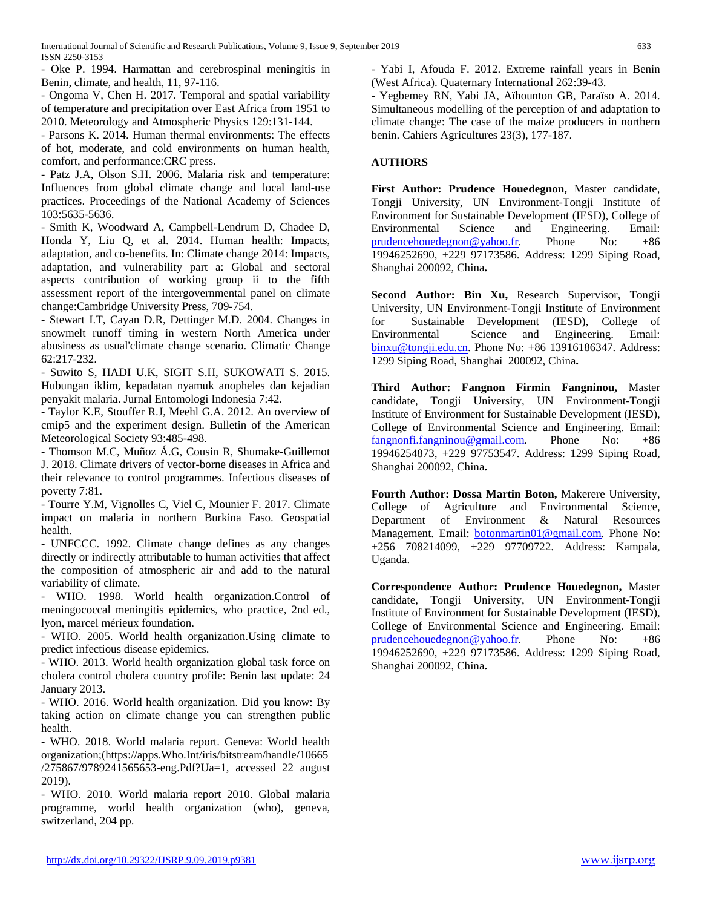- Oke P. 1994. Harmattan and cerebrospinal meningitis in Benin, climate, and health, 11, 97-116.

- Ongoma V, Chen H. 2017. Temporal and spatial variability of temperature and precipitation over East Africa from 1951 to 2010. Meteorology and Atmospheric Physics 129:131-144.

- Parsons K. 2014. Human thermal environments: The effects of hot, moderate, and cold environments on human health, comfort, and performance:CRC press.

- Patz J.A, Olson S.H. 2006. Malaria risk and temperature: Influences from global climate change and local land-use practices. Proceedings of the National Academy of Sciences 103:5635-5636.

- Smith K, Woodward A, Campbell-Lendrum D, Chadee D, Honda Y, Liu Q, et al. 2014. Human health: Impacts, adaptation, and co-benefits. In: Climate change 2014: Impacts, adaptation, and vulnerability part a: Global and sectoral aspects contribution of working group ii to the fifth assessment report of the intergovernmental panel on climate change:Cambridge University Press, 709-754.

- Stewart I.T, Cayan D.R, Dettinger M.D. 2004. Changes in snowmelt runoff timing in western North America under abusiness as usual'climate change scenario. Climatic Change 62:217-232.

- Suwito S, HADI U.K, SIGIT S.H, SUKOWATI S. 2015. Hubungan iklim, kepadatan nyamuk anopheles dan kejadian penyakit malaria. Jurnal Entomologi Indonesia 7:42.

- Taylor K.E, Stouffer R.J, Meehl G.A. 2012. An overview of cmip5 and the experiment design. Bulletin of the American Meteorological Society 93:485-498.

- Thomson M.C, Muñoz Á.G, Cousin R, Shumake-Guillemot J. 2018. Climate drivers of vector-borne diseases in Africa and their relevance to control programmes. Infectious diseases of poverty 7:81.

- Tourre Y.M, Vignolles C, Viel C, Mounier F. 2017. Climate impact on malaria in northern Burkina Faso. Geospatial health.

- UNFCCC. 1992. Climate change defines as any changes directly or indirectly attributable to human activities that affect the composition of atmospheric air and add to the natural variability of climate.

- WHO. 1998. World health organization.Control of meningococcal meningitis epidemics, who practice, 2nd ed., lyon, marcel mérieux foundation.

- WHO. 2005. World health organization.Using climate to predict infectious disease epidemics.

- WHO. 2013. World health organization global task force on cholera control cholera country profile: Benin last update: 24 January 2013.

- WHO. 2016. World health organization. Did you know: By taking action on climate change you can strengthen public health.

- WHO. 2018. World malaria report. Geneva: World health organization;(https://apps.Who.Int/iris/bitstream/handle/10665/275867/9789241565653-eng.Pdf?Ua=1, accessed 22 august 2019).

- WHO. 2010. World malaria report 2010. Global malaria programme, world health organization (who), geneva, switzerland, 204 pp.

- Yabi I, Afouda F. 2012. Extreme rainfall years in Benin (West Africa). Quaternary International 262:39-43.

- Yegbemey RN, Yabi JA, Aïhounton GB, Paraïso A. 2014. Simultaneous modelling of the perception of and adaptation to climate change: The case of the maize producers in northern benin. Cahiers Agricultures 23(3), 177-187.

## AUTHORS

**First Author: Prudence Houedegnon,** Master candidate, Tongji University, UN Environment-Tongji Institute of Environment for Sustainable Development (IESD), College of Environmental Science and Engineering. Email: prudencehouedegnon@yahoo.fr. Phone No: +86 19946252690, +229 97173586. Address: 1299 Siping Road, Shanghai 200092, China**.**

**Second Author: Bin Xu,** Research Supervisor, Tongji University, UN Environment-Tongji Institute of Environment for Sustainable Development (IESD), College of Environmental Science and Engineering. Email: binxu@tongji.edu.cn. Phone No: +86 13916186347. Address: 1299 Siping Road, Shanghai 200092, China**.**

**Third Author: Fangnon Firmin Fangninou,** Master candidate, Tongji University, UN Environment-Tongji Institute of Environment for Sustainable Development (IESD), College of Environmental Science and Engineering. Email: fangnonfi.fangninou@gmail.com. Phone No: +86 19946254873, +229 97753547. Address: 1299 Siping Road, Shanghai 200092, China**.**

**Fourth Author: Dossa Martin Boton,** Makerere University, College of Agriculture and Environmental Science, Department of Environment & Natural Resources Management. Email: botonmartin01@gmail.com. Phone No: +256 708214099, +229 97709722. Address: Kampala, Uganda.

**Correspondence Author: Prudence Houedegnon,** Master candidate, Tongji University, UN Environment-Tongji Institute of Environment for Sustainable Development (IESD), College of Environmental Science and Engineering. Email: prudencehouedegnon@yahoo.fr. Phone No: +86 19946252690, +229 97173586. Address: 1299 Siping Road, Shanghai 200092, China**.**